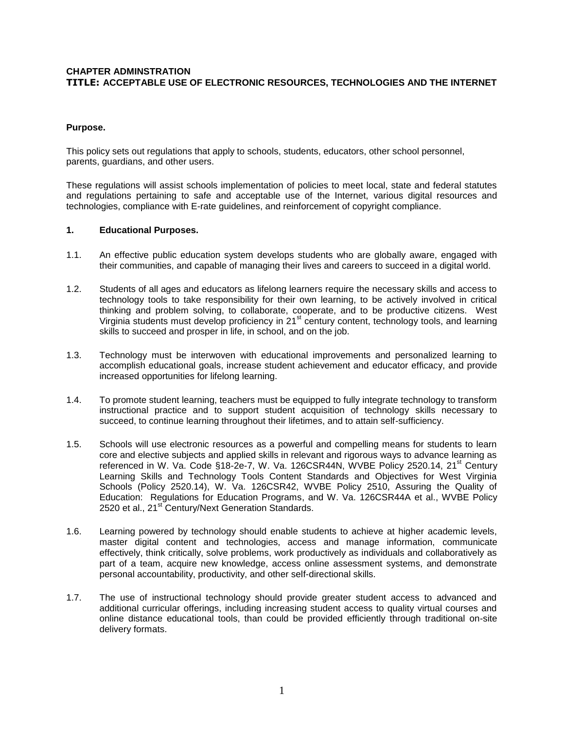**CHAPTER ADMINSTRATION**
**TITLE: ACCEPTABLE USE OF ELECTRONIC RESOURCES, TECHNOLOGIES AND THE INTERNET**

**Purpose.**

This policy sets out regulations that apply to schools, students, educators, other school personnel, parents, guardians, and other users.

These regulations will assist schools implementation of policies to meet local, state and federal statutes and regulations pertaining to safe and acceptable use of the Internet, various digital resources and technologies, compliance with E-rate guidelines, and reinforcement of copyright compliance.

**1. Educational Purposes.**

1.1. An effective public education system develops students who are globally aware, engaged with their communities, and capable of managing their lives and careers to succeed in a digital world.

1.2. Students of all ages and educators as lifelong learners require the necessary skills and access to technology tools to take responsibility for their own learning, to be actively involved in critical thinking and problem solving, to collaborate, cooperate, and to be productive citizens. West Virginia students must develop proficiency in 21st century content, technology tools, and learning skills to succeed and prosper in life, in school, and on the job.

1.3. Technology must be interwoven with educational improvements and personalized learning to accomplish educational goals, increase student achievement and educator efficacy, and provide increased opportunities for lifelong learning.

1.4. To promote student learning, teachers must be equipped to fully integrate technology to transform instructional practice and to support student acquisition of technology skills necessary to succeed, to continue learning throughout their lifetimes, and to attain self-sufficiency.

1.5. Schools will use electronic resources as a powerful and compelling means for students to learn core and elective subjects and applied skills in relevant and rigorous ways to advance learning as referenced in W. Va. Code §18-2e-7, W. Va. 126CSR44N, WVBE Policy 2520.14, 21st Century Learning Skills and Technology Tools Content Standards and Objectives for West Virginia Schools (Policy 2520.14), W. Va. 126CSR42, WVBE Policy 2510, Assuring the Quality of Education: Regulations for Education Programs, and W. Va. 126CSR44A et al., WVBE Policy 2520 et al., 21st Century/Next Generation Standards.

1.6. Learning powered by technology should enable students to achieve at higher academic levels, master digital content and technologies, access and manage information, communicate effectively, think critically, solve problems, work productively as individuals and collaboratively as part of a team, acquire new knowledge, access online assessment systems, and demonstrate personal accountability, productivity, and other self-directional skills.

1.7. The use of instructional technology should provide greater student access to advanced and additional curricular offerings, including increasing student access to quality virtual courses and online distance educational tools, than could be provided efficiently through traditional on-site delivery formats.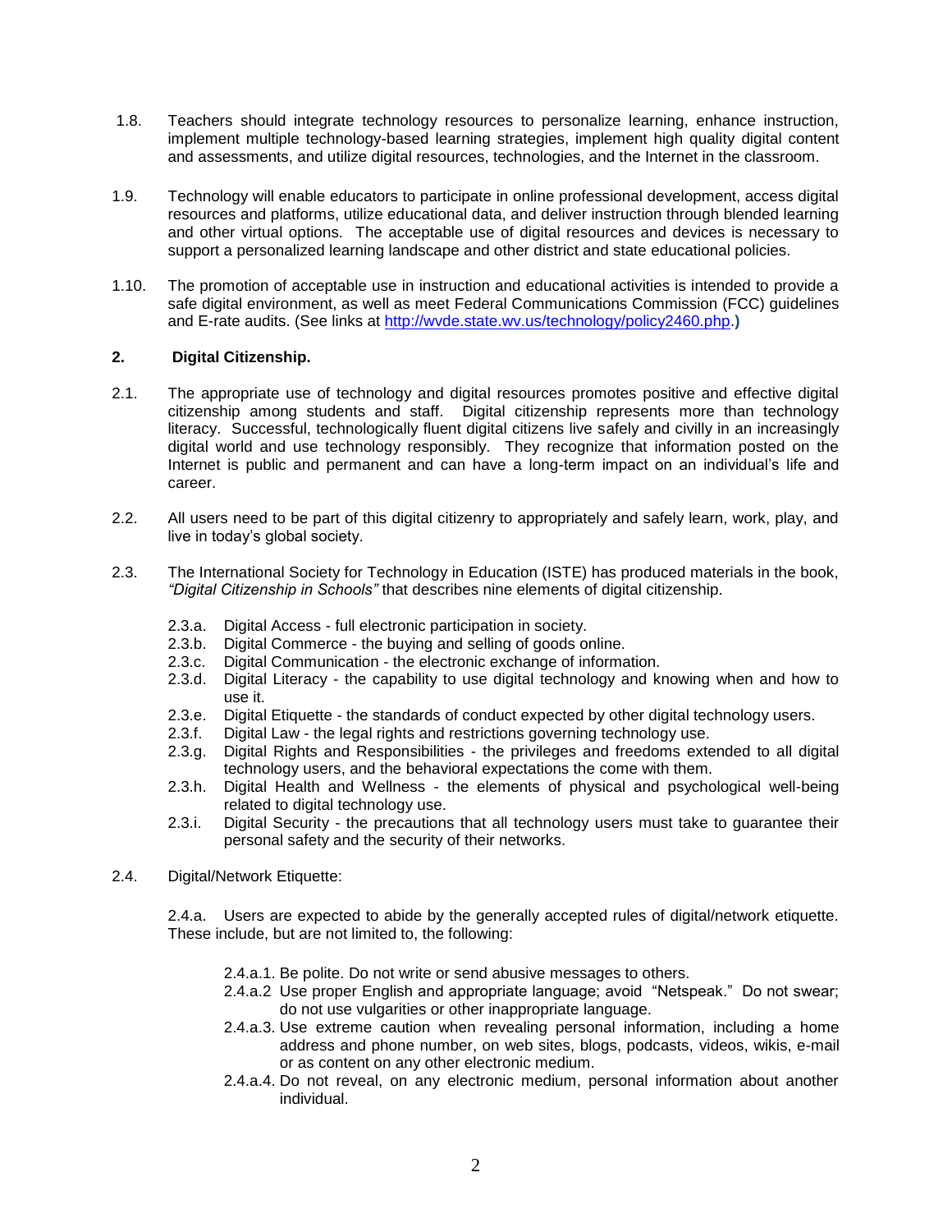1.8. Teachers should integrate technology resources to personalize learning, enhance instruction, implement multiple technology-based learning strategies, implement high quality digital content and assessments, and utilize digital resources, technologies, and the Internet in the classroom.

1.9. Technology will enable educators to participate in online professional development, access digital resources and platforms, utilize educational data, and deliver instruction through blended learning and other virtual options. The acceptable use of digital resources and devices is necessary to support a personalized learning landscape and other district and state educational policies.

1.10. The promotion of acceptable use in instruction and educational activities is intended to provide a safe digital environment, as well as meet Federal Communications Commission (FCC) guidelines and E-rate audits. (See links at http://wvde.state.wv.us/technology/policy2460.php.)

## 2. Digital Citizenship.

2.1. The appropriate use of technology and digital resources promotes positive and effective digital citizenship among students and staff. Digital citizenship represents more than technology literacy. Successful, technologically fluent digital citizens live safely and civilly in an increasingly digital world and use technology responsibly. They recognize that information posted on the Internet is public and permanent and can have a long-term impact on an individual's life and career.

2.2. All users need to be part of this digital citizenry to appropriately and safely learn, work, play, and live in today's global society.

2.3. The International Society for Technology in Education (ISTE) has produced materials in the book, *"Digital Citizenship in Schools"* that describes nine elements of digital citizenship.

- 2.3.a. Digital Access - full electronic participation in society.
- 2.3.b. Digital Commerce - the buying and selling of goods online.
- 2.3.c. Digital Communication - the electronic exchange of information.
- 2.3.d. Digital Literacy - the capability to use digital technology and knowing when and how to use it.
- 2.3.e. Digital Etiquette - the standards of conduct expected by other digital technology users.
- 2.3.f. Digital Law - the legal rights and restrictions governing technology use.
- 2.3.g. Digital Rights and Responsibilities - the privileges and freedoms extended to all digital technology users, and the behavioral expectations the come with them.
- 2.3.h. Digital Health and Wellness - the elements of physical and psychological well-being related to digital technology use.
- 2.3.i. Digital Security - the precautions that all technology users must take to guarantee their personal safety and the security of their networks.

2.4. Digital/Network Etiquette:

2.4.a. Users are expected to abide by the generally accepted rules of digital/network etiquette. These include, but are not limited to, the following:

- 2.4.a.1. Be polite. Do not write or send abusive messages to others.
- 2.4.a.2 Use proper English and appropriate language; avoid "Netspeak." Do not swear; do not use vulgarities or other inappropriate language.
- 2.4.a.3. Use extreme caution when revealing personal information, including a home address and phone number, on web sites, blogs, podcasts, videos, wikis, e-mail or as content on any other electronic medium.
- 2.4.a.4. Do not reveal, on any electronic medium, personal information about another individual.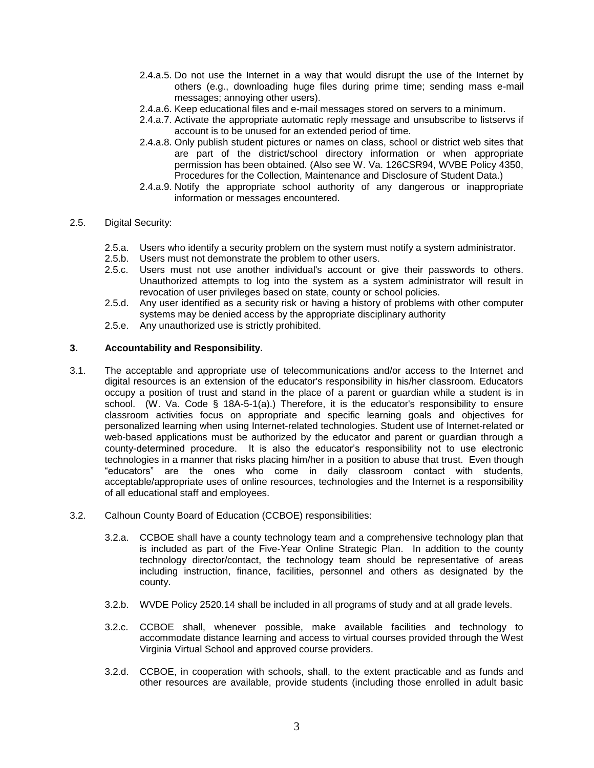2.4.a.5. Do not use the Internet in a way that would disrupt the use of the Internet by others (e.g., downloading huge files during prime time; sending mass e-mail messages; annoying other users).

2.4.a.6. Keep educational files and e-mail messages stored on servers to a minimum.

2.4.a.7. Activate the appropriate automatic reply message and unsubscribe to listservs if account is to be unused for an extended period of time.

2.4.a.8. Only publish student pictures or names on class, school or district web sites that are part of the district/school directory information or when appropriate permission has been obtained. (Also see W. Va. 126CSR94, WVBE Policy 4350, Procedures for the Collection, Maintenance and Disclosure of Student Data.)

2.4.a.9. Notify the appropriate school authority of any dangerous or inappropriate information or messages encountered.

2.5. Digital Security:

2.5.a. Users who identify a security problem on the system must notify a system administrator.

2.5.b. Users must not demonstrate the problem to other users.

2.5.c. Users must not use another individual's account or give their passwords to others. Unauthorized attempts to log into the system as a system administrator will result in revocation of user privileges based on state, county or school policies.

2.5.d. Any user identified as a security risk or having a history of problems with other computer systems may be denied access by the appropriate disciplinary authority

2.5.e. Any unauthorized use is strictly prohibited.

**3. Accountability and Responsibility.**

3.1. The acceptable and appropriate use of telecommunications and/or access to the Internet and digital resources is an extension of the educator's responsibility in his/her classroom. Educators occupy a position of trust and stand in the place of a parent or guardian while a student is in school. (W. Va. Code § 18A-5-1(a).) Therefore, it is the educator's responsibility to ensure classroom activities focus on appropriate and specific learning goals and objectives for personalized learning when using Internet-related technologies. Student use of Internet-related or web-based applications must be authorized by the educator and parent or guardian through a county-determined procedure. It is also the educator's responsibility not to use electronic technologies in a manner that risks placing him/her in a position to abuse that trust. Even though "educators" are the ones who come in daily classroom contact with students, acceptable/appropriate uses of online resources, technologies and the Internet is a responsibility of all educational staff and employees.

3.2. Calhoun County Board of Education (CCBOE) responsibilities:

3.2.a. CCBOE shall have a county technology team and a comprehensive technology plan that is included as part of the Five-Year Online Strategic Plan. In addition to the county technology director/contact, the technology team should be representative of areas including instruction, finance, facilities, personnel and others as designated by the county.

3.2.b. WVDE Policy 2520.14 shall be included in all programs of study and at all grade levels.

3.2.c. CCBOE shall, whenever possible, make available facilities and technology to accommodate distance learning and access to virtual courses provided through the West Virginia Virtual School and approved course providers.

3.2.d. CCBOE, in cooperation with schools, shall, to the extent practicable and as funds and other resources are available, provide students (including those enrolled in adult basic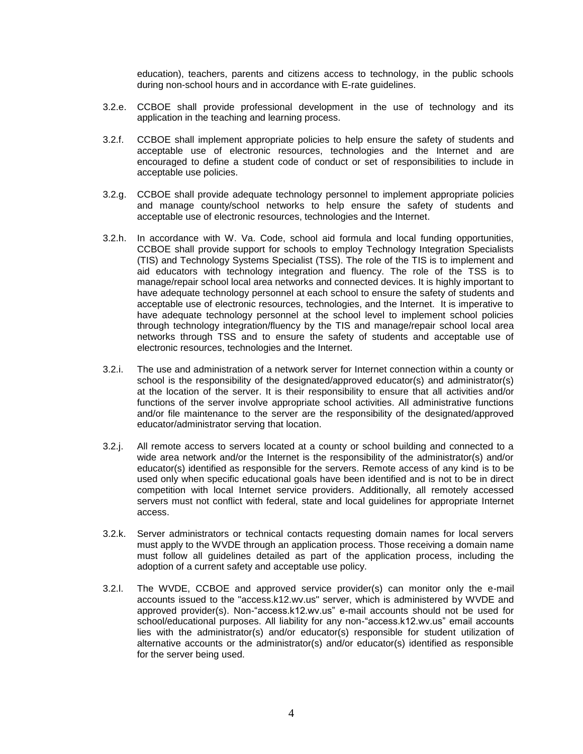education), teachers, parents and citizens access to technology, in the public schools during non-school hours and in accordance with E-rate guidelines.

3.2.e. CCBOE shall provide professional development in the use of technology and its application in the teaching and learning process.

3.2.f. CCBOE shall implement appropriate policies to help ensure the safety of students and acceptable use of electronic resources, technologies and the Internet and are encouraged to define a student code of conduct or set of responsibilities to include in acceptable use policies.

3.2.g. CCBOE shall provide adequate technology personnel to implement appropriate policies and manage county/school networks to help ensure the safety of students and acceptable use of electronic resources, technologies and the Internet.

3.2.h. In accordance with W. Va. Code, school aid formula and local funding opportunities, CCBOE shall provide support for schools to employ Technology Integration Specialists (TIS) and Technology Systems Specialist (TSS). The role of the TIS is to implement and aid educators with technology integration and fluency. The role of the TSS is to manage/repair school local area networks and connected devices. It is highly important to have adequate technology personnel at each school to ensure the safety of students and acceptable use of electronic resources, technologies, and the Internet. It is imperative to have adequate technology personnel at the school level to implement school policies through technology integration/fluency by the TIS and manage/repair school local area networks through TSS and to ensure the safety of students and acceptable use of electronic resources, technologies and the Internet.

3.2.i. The use and administration of a network server for Internet connection within a county or school is the responsibility of the designated/approved educator(s) and administrator(s) at the location of the server. It is their responsibility to ensure that all activities and/or functions of the server involve appropriate school activities. All administrative functions and/or file maintenance to the server are the responsibility of the designated/approved educator/administrator serving that location.

3.2.j. All remote access to servers located at a county or school building and connected to a wide area network and/or the Internet is the responsibility of the administrator(s) and/or educator(s) identified as responsible for the servers. Remote access of any kind is to be used only when specific educational goals have been identified and is not to be in direct competition with local Internet service providers. Additionally, all remotely accessed servers must not conflict with federal, state and local guidelines for appropriate Internet access.

3.2.k. Server administrators or technical contacts requesting domain names for local servers must apply to the WVDE through an application process. Those receiving a domain name must follow all guidelines detailed as part of the application process, including the adoption of a current safety and acceptable use policy.

3.2.l. The WVDE, CCBOE and approved service provider(s) can monitor only the e-mail accounts issued to the "access.k12.wv.us" server, which is administered by WVDE and approved provider(s). Non-“access.k12.wv.us” e-mail accounts should not be used for school/educational purposes. All liability for any non-“access.k12.wv.us” email accounts lies with the administrator(s) and/or educator(s) responsible for student utilization of alternative accounts or the administrator(s) and/or educator(s) identified as responsible for the server being used.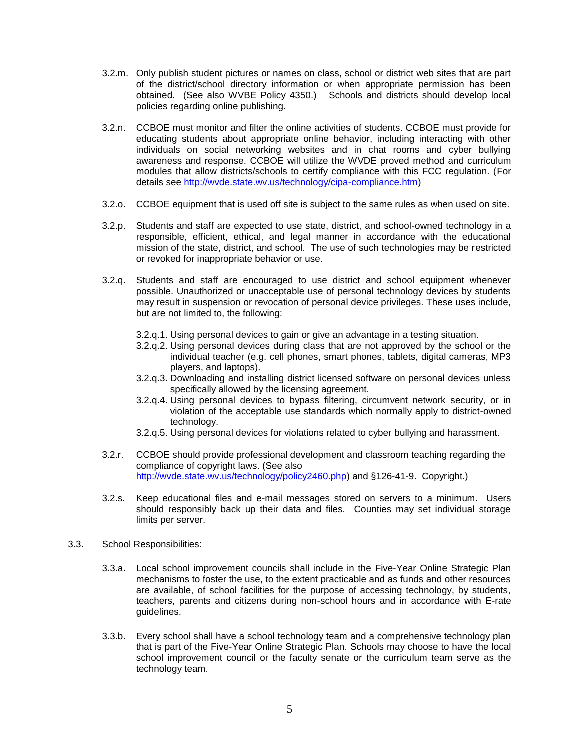3.2.m. Only publish student pictures or names on class, school or district web sites that are part of the district/school directory information or when appropriate permission has been obtained. (See also WVBE Policy 4350.) Schools and districts should develop local policies regarding online publishing.

3.2.n. CCBOE must monitor and filter the online activities of students. CCBOE must provide for educating students about appropriate online behavior, including interacting with other individuals on social networking websites and in chat rooms and cyber bullying awareness and response. CCBOE will utilize the WVDE proved method and curriculum modules that allow districts/schools to certify compliance with this FCC regulation. (For details see [http://wvde.state.wv.us/technology/cipa-compliance.htm](http://wvde.state.wv.us/technology/cipa-compliance.htm))

3.2.o. CCBOE equipment that is used off site is subject to the same rules as when used on site.

3.2.p. Students and staff are expected to use state, district, and school-owned technology in a responsible, efficient, ethical, and legal manner in accordance with the educational mission of the state, district, and school. The use of such technologies may be restricted or revoked for inappropriate behavior or use.

3.2.q. Students and staff are encouraged to use district and school equipment whenever possible. Unauthorized or unacceptable use of personal technology devices by students may result in suspension or revocation of personal device privileges. These uses include, but are not limited to, the following:

- 3.2.q.1. Using personal devices to gain or give an advantage in a testing situation.
- 3.2.q.2. Using personal devices during class that are not approved by the school or the individual teacher (e.g. cell phones, smart phones, tablets, digital cameras, MP3 players, and laptops).
- 3.2.q.3. Downloading and installing district licensed software on personal devices unless specifically allowed by the licensing agreement.
- 3.2.q.4. Using personal devices to bypass filtering, circumvent network security, or in violation of the acceptable use standards which normally apply to district-owned technology.
- 3.2.q.5. Using personal devices for violations related to cyber bullying and harassment.

3.2.r. CCBOE should provide professional development and classroom teaching regarding the compliance of copyright laws. (See also [http://wvde.state.wv.us/technology/policy2460.php](http://wvde.state.wv.us/technology/policy2460.php)) and §126-41-9. Copyright.)

3.2.s. Keep educational files and e-mail messages stored on servers to a minimum. Users should responsibly back up their data and files. Counties may set individual storage limits per server.

3.3. School Responsibilities:

3.3.a. Local school improvement councils shall include in the Five-Year Online Strategic Plan mechanisms to foster the use, to the extent practicable and as funds and other resources are available, of school facilities for the purpose of accessing technology, by students, teachers, parents and citizens during non-school hours and in accordance with E-rate guidelines.

3.3.b. Every school shall have a school technology team and a comprehensive technology plan that is part of the Five-Year Online Strategic Plan. Schools may choose to have the local school improvement council or the faculty senate or the curriculum team serve as the technology team.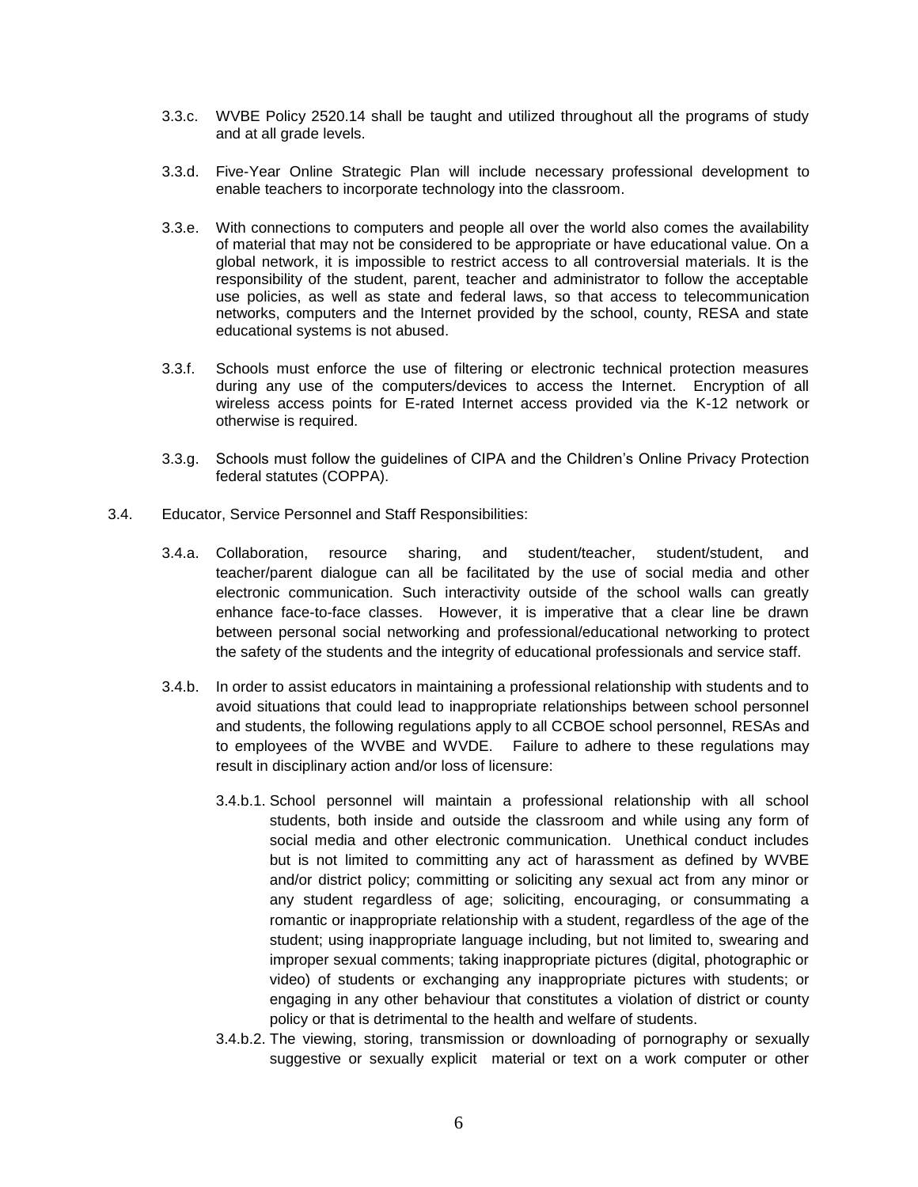3.3.c. WVBE Policy 2520.14 shall be taught and utilized throughout all the programs of study and at all grade levels.

3.3.d. Five-Year Online Strategic Plan will include necessary professional development to enable teachers to incorporate technology into the classroom.

3.3.e. With connections to computers and people all over the world also comes the availability of material that may not be considered to be appropriate or have educational value. On a global network, it is impossible to restrict access to all controversial materials. It is the responsibility of the student, parent, teacher and administrator to follow the acceptable use policies, as well as state and federal laws, so that access to telecommunication networks, computers and the Internet provided by the school, county, RESA and state educational systems is not abused.

3.3.f. Schools must enforce the use of filtering or electronic technical protection measures during any use of the computers/devices to access the Internet. Encryption of all wireless access points for E-rated Internet access provided via the K-12 network or otherwise is required.

3.3.g. Schools must follow the guidelines of CIPA and the Children's Online Privacy Protection federal statutes (COPPA).

3.4. Educator, Service Personnel and Staff Responsibilities:

3.4.a. Collaboration, resource sharing, and student/teacher, student/student, and teacher/parent dialogue can all be facilitated by the use of social media and other electronic communication. Such interactivity outside of the school walls can greatly enhance face-to-face classes. However, it is imperative that a clear line be drawn between personal social networking and professional/educational networking to protect the safety of the students and the integrity of educational professionals and service staff.

3.4.b. In order to assist educators in maintaining a professional relationship with students and to avoid situations that could lead to inappropriate relationships between school personnel and students, the following regulations apply to all CCBOE school personnel, RESAs and to employees of the WVBE and WVDE. Failure to adhere to these regulations may result in disciplinary action and/or loss of licensure:

3.4.b.1. School personnel will maintain a professional relationship with all school students, both inside and outside the classroom and while using any form of social media and other electronic communication. Unethical conduct includes but is not limited to committing any act of harassment as defined by WVBE and/or district policy; committing or soliciting any sexual act from any minor or any student regardless of age; soliciting, encouraging, or consummating a romantic or inappropriate relationship with a student, regardless of the age of the student; using inappropriate language including, but not limited to, swearing and improper sexual comments; taking inappropriate pictures (digital, photographic or video) of students or exchanging any inappropriate pictures with students; or engaging in any other behaviour that constitutes a violation of district or county policy or that is detrimental to the health and welfare of students.

3.4.b.2. The viewing, storing, transmission or downloading of pornography or sexually suggestive or sexually explicit material or text on a work computer or other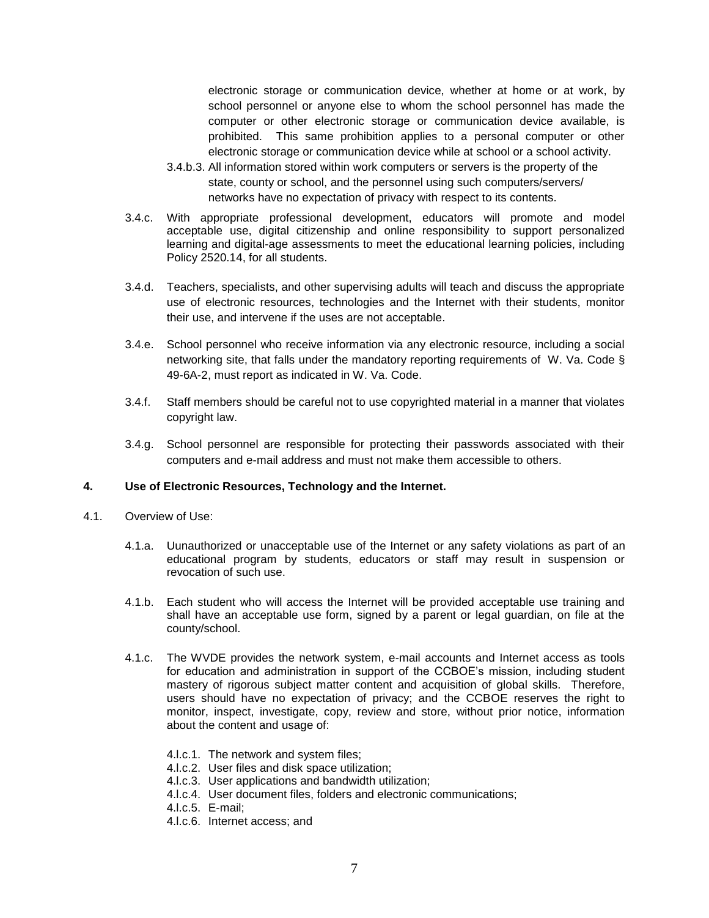electronic storage or communication device, whether at home or at work, by school personnel or anyone else to whom the school personnel has made the computer or other electronic storage or communication device available, is prohibited. This same prohibition applies to a personal computer or other electronic storage or communication device while at school or a school activity.

3.4.b.3. All information stored within work computers or servers is the property of the state, county or school, and the personnel using such computers/servers/ networks have no expectation of privacy with respect to its contents.

3.4.c. With appropriate professional development, educators will promote and model acceptable use, digital citizenship and online responsibility to support personalized learning and digital-age assessments to meet the educational learning policies, including Policy 2520.14, for all students.

3.4.d. Teachers, specialists, and other supervising adults will teach and discuss the appropriate use of electronic resources, technologies and the Internet with their students, monitor their use, and intervene if the uses are not acceptable.

3.4.e. School personnel who receive information via any electronic resource, including a social networking site, that falls under the mandatory reporting requirements of W. Va. Code § 49-6A-2, must report as indicated in W. Va. Code.

3.4.f. Staff members should be careful not to use copyrighted material in a manner that violates copyright law.

3.4.g. School personnel are responsible for protecting their passwords associated with their computers and e-mail address and must not make them accessible to others.

**4. Use of Electronic Resources, Technology and the Internet.**

4.1. Overview of Use:

4.1.a. Uunauthorized or unacceptable use of the Internet or any safety violations as part of an educational program by students, educators or staff may result in suspension or revocation of such use.

4.1.b. Each student who will access the Internet will be provided acceptable use training and shall have an acceptable use form, signed by a parent or legal guardian, on file at the county/school.

4.1.c. The WVDE provides the network system, e-mail accounts and Internet access as tools for education and administration in support of the CCBOE's mission, including student mastery of rigorous subject matter content and acquisition of global skills. Therefore, users should have no expectation of privacy; and the CCBOE reserves the right to monitor, inspect, investigate, copy, review and store, without prior notice, information about the content and usage of:

4.l.c.1. The network and system files;
4.l.c.2. User files and disk space utilization;
4.l.c.3. User applications and bandwidth utilization;
4.l.c.4. User document files, folders and electronic communications;
4.l.c.5. E-mail;
4.l.c.6. Internet access; and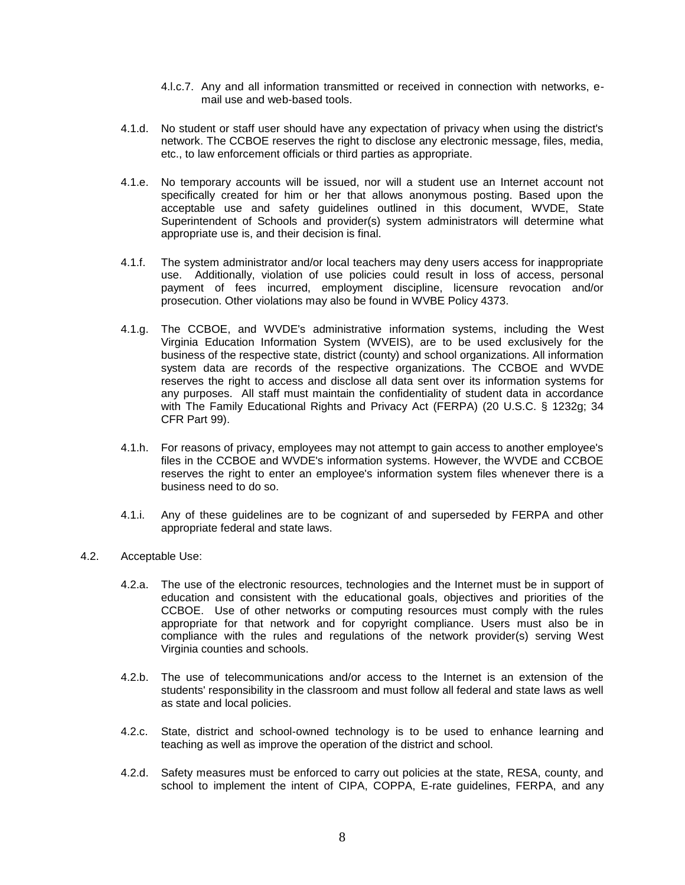4.l.c.7. Any and all information transmitted or received in connection with networks, e-mail use and web-based tools.

4.1.d. No student or staff user should have any expectation of privacy when using the district's network. The CCBOE reserves the right to disclose any electronic message, files, media, etc., to law enforcement officials or third parties as appropriate.

4.1.e. No temporary accounts will be issued, nor will a student use an Internet account not specifically created for him or her that allows anonymous posting. Based upon the acceptable use and safety guidelines outlined in this document, WVDE, State Superintendent of Schools and provider(s) system administrators will determine what appropriate use is, and their decision is final.

4.1.f. The system administrator and/or local teachers may deny users access for inappropriate use. Additionally, violation of use policies could result in loss of access, personal payment of fees incurred, employment discipline, licensure revocation and/or prosecution. Other violations may also be found in WVBE Policy 4373.

4.1.g. The CCBOE, and WVDE's administrative information systems, including the West Virginia Education Information System (WVEIS), are to be used exclusively for the business of the respective state, district (county) and school organizations. All information system data are records of the respective organizations. The CCBOE and WVDE reserves the right to access and disclose all data sent over its information systems for any purposes. All staff must maintain the confidentiality of student data in accordance with The Family Educational Rights and Privacy Act (FERPA) (20 U.S.C. § 1232g; 34 CFR Part 99).

4.1.h. For reasons of privacy, employees may not attempt to gain access to another employee's files in the CCBOE and WVDE's information systems. However, the WVDE and CCBOE reserves the right to enter an employee's information system files whenever there is a business need to do so.

4.1.i. Any of these guidelines are to be cognizant of and superseded by FERPA and other appropriate federal and state laws.

4.2. Acceptable Use:

4.2.a. The use of the electronic resources, technologies and the Internet must be in support of education and consistent with the educational goals, objectives and priorities of the CCBOE. Use of other networks or computing resources must comply with the rules appropriate for that network and for copyright compliance. Users must also be in compliance with the rules and regulations of the network provider(s) serving West Virginia counties and schools.

4.2.b. The use of telecommunications and/or access to the Internet is an extension of the students' responsibility in the classroom and must follow all federal and state laws as well as state and local policies.

4.2.c. State, district and school-owned technology is to be used to enhance learning and teaching as well as improve the operation of the district and school.

4.2.d. Safety measures must be enforced to carry out policies at the state, RESA, county, and school to implement the intent of CIPA, COPPA, E-rate guidelines, FERPA, and any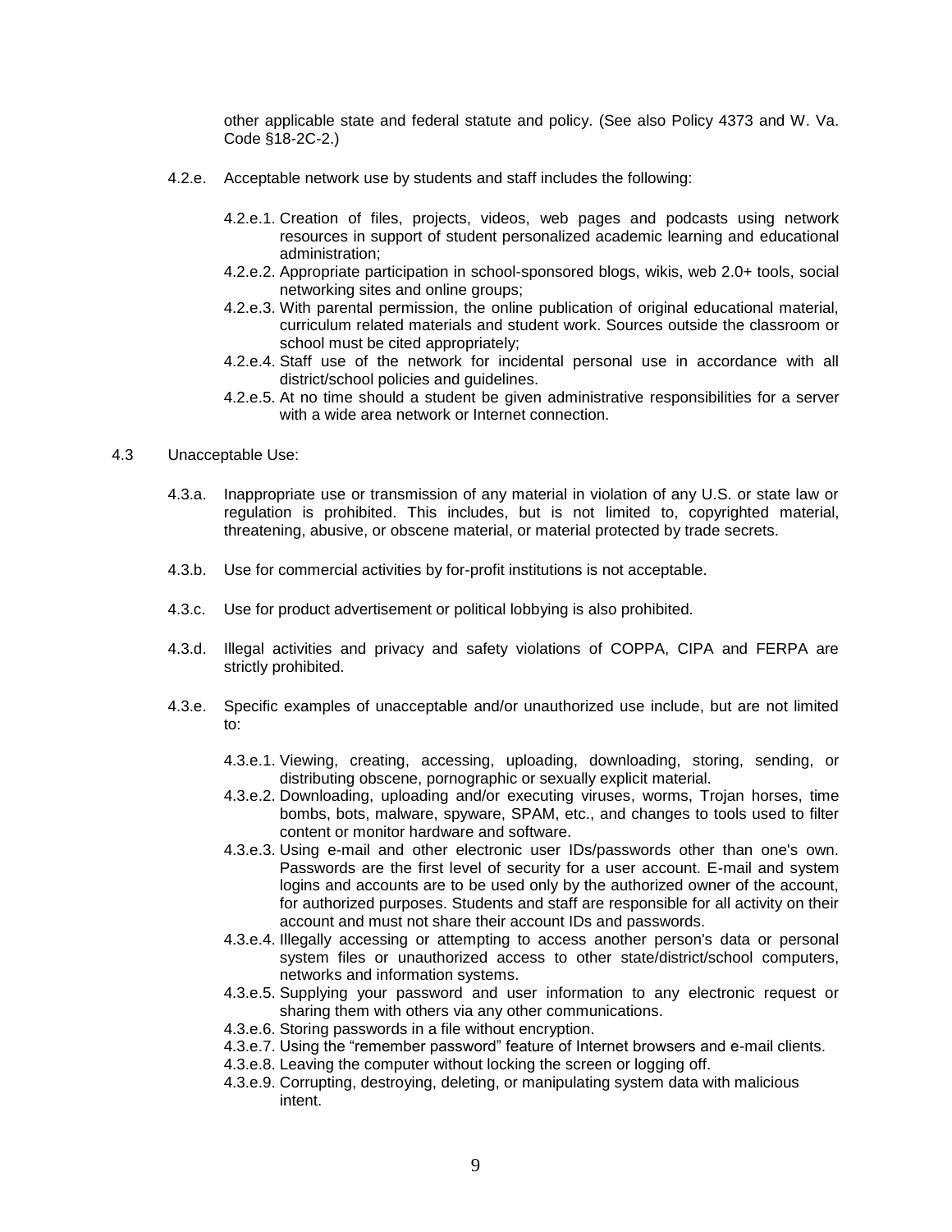other applicable state and federal statute and policy. (See also Policy 4373 and W. Va. Code §18-2C-2.)

4.2.e. Acceptable network use by students and staff includes the following:

- 4.2.e.1. Creation of files, projects, videos, web pages and podcasts using network resources in support of student personalized academic learning and educational administration;
- 4.2.e.2. Appropriate participation in school-sponsored blogs, wikis, web 2.0+ tools, social networking sites and online groups;
- 4.2.e.3. With parental permission, the online publication of original educational material, curriculum related materials and student work. Sources outside the classroom or school must be cited appropriately;
- 4.2.e.4. Staff use of the network for incidental personal use in accordance with all district/school policies and guidelines.
- 4.2.e.5. At no time should a student be given administrative responsibilities for a server with a wide area network or Internet connection.

4.3 Unacceptable Use:

4.3.a. Inappropriate use or transmission of any material in violation of any U.S. or state law or regulation is prohibited. This includes, but is not limited to, copyrighted material, threatening, abusive, or obscene material, or material protected by trade secrets.

4.3.b. Use for commercial activities by for-profit institutions is not acceptable.

4.3.c. Use for product advertisement or political lobbying is also prohibited.

4.3.d. Illegal activities and privacy and safety violations of COPPA, CIPA and FERPA are strictly prohibited.

4.3.e. Specific examples of unacceptable and/or unauthorized use include, but are not limited to:

- 4.3.e.1. Viewing, creating, accessing, uploading, downloading, storing, sending, or distributing obscene, pornographic or sexually explicit material.
- 4.3.e.2. Downloading, uploading and/or executing viruses, worms, Trojan horses, time bombs, bots, malware, spyware, SPAM, etc., and changes to tools used to filter content or monitor hardware and software.
- 4.3.e.3. Using e-mail and other electronic user IDs/passwords other than one's own. Passwords are the first level of security for a user account. E-mail and system logins and accounts are to be used only by the authorized owner of the account, for authorized purposes. Students and staff are responsible for all activity on their account and must not share their account IDs and passwords.
- 4.3.e.4. Illegally accessing or attempting to access another person's data or personal system files or unauthorized access to other state/district/school computers, networks and information systems.
- 4.3.e.5. Supplying your password and user information to any electronic request or sharing them with others via any other communications.
- 4.3.e.6. Storing passwords in a file without encryption.
- 4.3.e.7. Using the "remember password" feature of Internet browsers and e-mail clients.
- 4.3.e.8. Leaving the computer without locking the screen or logging off.
- 4.3.e.9. Corrupting, destroying, deleting, or manipulating system data with malicious intent.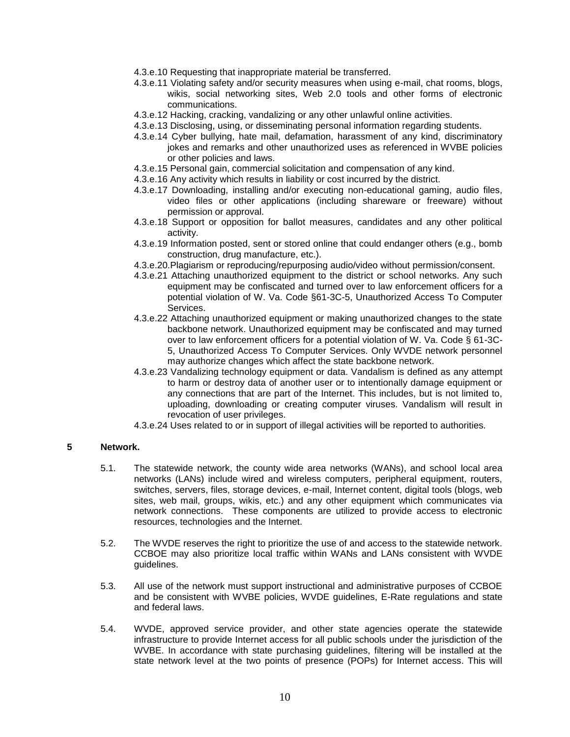4.3.e.10 Requesting that inappropriate material be transferred.

4.3.e.11 Violating safety and/or security measures when using e-mail, chat rooms, blogs, wikis, social networking sites, Web 2.0 tools and other forms of electronic communications.

4.3.e.12 Hacking, cracking, vandalizing or any other unlawful online activities.

4.3.e.13 Disclosing, using, or disseminating personal information regarding students.

4.3.e.14 Cyber bullying, hate mail, defamation, harassment of any kind, discriminatory jokes and remarks and other unauthorized uses as referenced in WVBE policies or other policies and laws.

4.3.e.15 Personal gain, commercial solicitation and compensation of any kind.

4.3.e.16 Any activity which results in liability or cost incurred by the district.

4.3.e.17 Downloading, installing and/or executing non-educational gaming, audio files, video files or other applications (including shareware or freeware) without permission or approval.

4.3.e.18 Support or opposition for ballot measures, candidates and any other political activity.

4.3.e.19 Information posted, sent or stored online that could endanger others (e.g., bomb construction, drug manufacture, etc.).

4.3.e.20.Plagiarism or reproducing/repurposing audio/video without permission/consent.

4.3.e.21 Attaching unauthorized equipment to the district or school networks. Any such equipment may be confiscated and turned over to law enforcement officers for a potential violation of W. Va. Code §61-3C-5, Unauthorized Access To Computer Services.

4.3.e.22 Attaching unauthorized equipment or making unauthorized changes to the state backbone network. Unauthorized equipment may be confiscated and may turned over to law enforcement officers for a potential violation of W. Va. Code § 61-3C-5, Unauthorized Access To Computer Services. Only WVDE network personnel may authorize changes which affect the state backbone network.

4.3.e.23 Vandalizing technology equipment or data. Vandalism is defined as any attempt to harm or destroy data of another user or to intentionally damage equipment or any connections that are part of the Internet. This includes, but is not limited to, uploading, downloading or creating computer viruses. Vandalism will result in revocation of user privileges.

4.3.e.24 Uses related to or in support of illegal activities will be reported to authorities.

**5 Network.**

5.1. The statewide network, the county wide area networks (WANs), and school local area networks (LANs) include wired and wireless computers, peripheral equipment, routers, switches, servers, files, storage devices, e-mail, Internet content, digital tools (blogs, web sites, web mail, groups, wikis, etc.) and any other equipment which communicates via network connections. These components are utilized to provide access to electronic resources, technologies and the Internet.

5.2. The WVDE reserves the right to prioritize the use of and access to the statewide network. CCBOE may also prioritize local traffic within WANs and LANs consistent with WVDE guidelines.

5.3. All use of the network must support instructional and administrative purposes of CCBOE and be consistent with WVBE policies, WVDE guidelines, E-Rate regulations and state and federal laws.

5.4. WVDE, approved service provider, and other state agencies operate the statewide infrastructure to provide Internet access for all public schools under the jurisdiction of the WVBE. In accordance with state purchasing guidelines, filtering will be installed at the state network level at the two points of presence (POPs) for Internet access. This will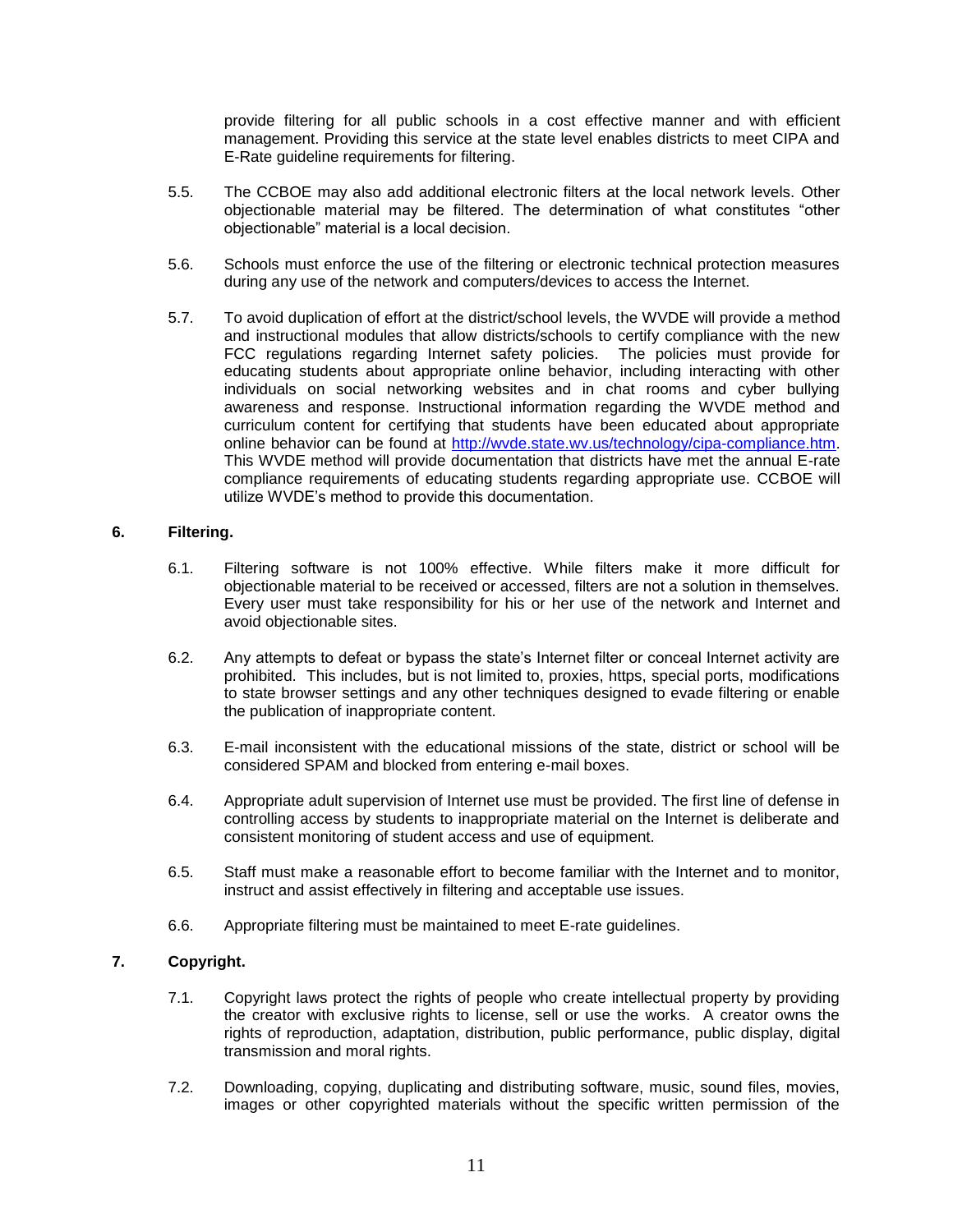provide filtering for all public schools in a cost effective manner and with efficient management. Providing this service at the state level enables districts to meet CIPA and E-Rate guideline requirements for filtering.

5.5. The CCBOE may also add additional electronic filters at the local network levels. Other objectionable material may be filtered. The determination of what constitutes "other objectionable" material is a local decision.

5.6. Schools must enforce the use of the filtering or electronic technical protection measures during any use of the network and computers/devices to access the Internet.

5.7. To avoid duplication of effort at the district/school levels, the WVDE will provide a method and instructional modules that allow districts/schools to certify compliance with the new FCC regulations regarding Internet safety policies. The policies must provide for educating students about appropriate online behavior, including interacting with other individuals on social networking websites and in chat rooms and cyber bullying awareness and response. Instructional information regarding the WVDE method and curriculum content for certifying that students have been educated about appropriate online behavior can be found at [http://wvde.state.wv.us/technology/cipa-compliance.htm](http://wvde.state.wv.us/technology/cipa-compliance.htm). This WVDE method will provide documentation that districts have met the annual E-rate compliance requirements of educating students regarding appropriate use. CCBOE will utilize WVDE's method to provide this documentation.

**6. Filtering.**

6.1. Filtering software is not 100% effective. While filters make it more difficult for objectionable material to be received or accessed, filters are not a solution in themselves. Every user must take responsibility for his or her use of the network and Internet and avoid objectionable sites.

6.2. Any attempts to defeat or bypass the state's Internet filter or conceal Internet activity are prohibited. This includes, but is not limited to, proxies, https, special ports, modifications to state browser settings and any other techniques designed to evade filtering or enable the publication of inappropriate content.

6.3. E-mail inconsistent with the educational missions of the state, district or school will be considered SPAM and blocked from entering e-mail boxes.

6.4. Appropriate adult supervision of Internet use must be provided. The first line of defense in controlling access by students to inappropriate material on the Internet is deliberate and consistent monitoring of student access and use of equipment.

6.5. Staff must make a reasonable effort to become familiar with the Internet and to monitor, instruct and assist effectively in filtering and acceptable use issues.

6.6. Appropriate filtering must be maintained to meet E-rate guidelines.

**7. Copyright.**

7.1. Copyright laws protect the rights of people who create intellectual property by providing the creator with exclusive rights to license, sell or use the works. A creator owns the rights of reproduction, adaptation, distribution, public performance, public display, digital transmission and moral rights.

7.2. Downloading, copying, duplicating and distributing software, music, sound files, movies, images or other copyrighted materials without the specific written permission of the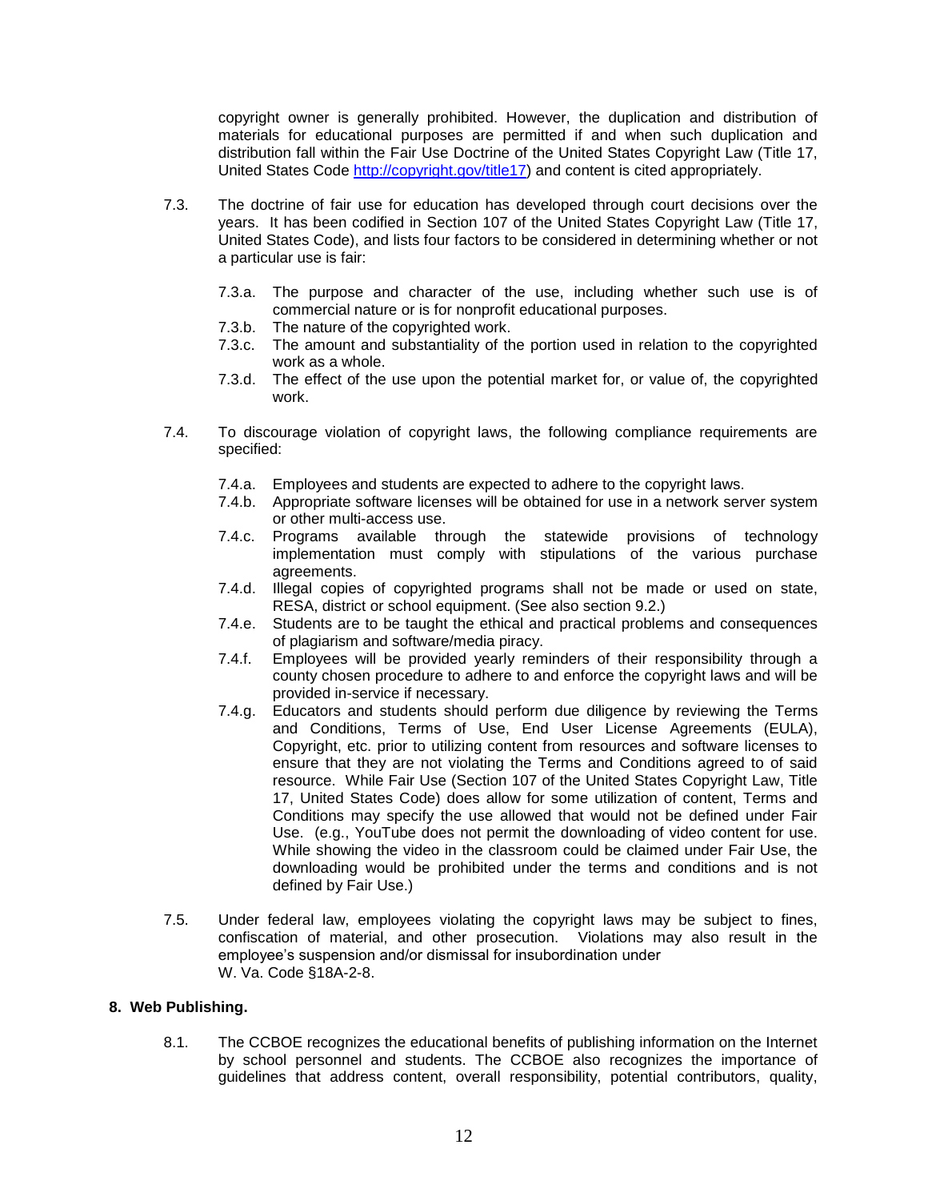copyright owner is generally prohibited. However, the duplication and distribution of materials for educational purposes are permitted if and when such duplication and distribution fall within the Fair Use Doctrine of the United States Copyright Law (Title 17, United States Code http://copyright.gov/title17) and content is cited appropriately.

7.3. The doctrine of fair use for education has developed through court decisions over the years. It has been codified in Section 107 of the United States Copyright Law (Title 17, United States Code), and lists four factors to be considered in determining whether or not a particular use is fair:

- 7.3.a. The purpose and character of the use, including whether such use is of commercial nature or is for nonprofit educational purposes.
- 7.3.b. The nature of the copyrighted work.
- 7.3.c. The amount and substantiality of the portion used in relation to the copyrighted work as a whole.
- 7.3.d. The effect of the use upon the potential market for, or value of, the copyrighted work.

7.4. To discourage violation of copyright laws, the following compliance requirements are specified:

- 7.4.a. Employees and students are expected to adhere to the copyright laws.
- 7.4.b. Appropriate software licenses will be obtained for use in a network server system or other multi-access use.
- 7.4.c. Programs available through the statewide provisions of technology implementation must comply with stipulations of the various purchase agreements.
- 7.4.d. Illegal copies of copyrighted programs shall not be made or used on state, RESA, district or school equipment. (See also section 9.2.)
- 7.4.e. Students are to be taught the ethical and practical problems and consequences of plagiarism and software/media piracy.
- 7.4.f. Employees will be provided yearly reminders of their responsibility through a county chosen procedure to adhere to and enforce the copyright laws and will be provided in-service if necessary.
- 7.4.g. Educators and students should perform due diligence by reviewing the Terms and Conditions, Terms of Use, End User License Agreements (EULA), Copyright, etc. prior to utilizing content from resources and software licenses to ensure that they are not violating the Terms and Conditions agreed to of said resource. While Fair Use (Section 107 of the United States Copyright Law, Title 17, United States Code) does allow for some utilization of content, Terms and Conditions may specify the use allowed that would not be defined under Fair Use. (e.g., YouTube does not permit the downloading of video content for use. While showing the video in the classroom could be claimed under Fair Use, the downloading would be prohibited under the terms and conditions and is not defined by Fair Use.)

7.5. Under federal law, employees violating the copyright laws may be subject to fines, confiscation of material, and other prosecution. Violations may also result in the employee's suspension and/or dismissal for insubordination under W. Va. Code §18A-2-8.

## 8. Web Publishing.

8.1. The CCBOE recognizes the educational benefits of publishing information on the Internet by school personnel and students. The CCBOE also recognizes the importance of guidelines that address content, overall responsibility, potential contributors, quality,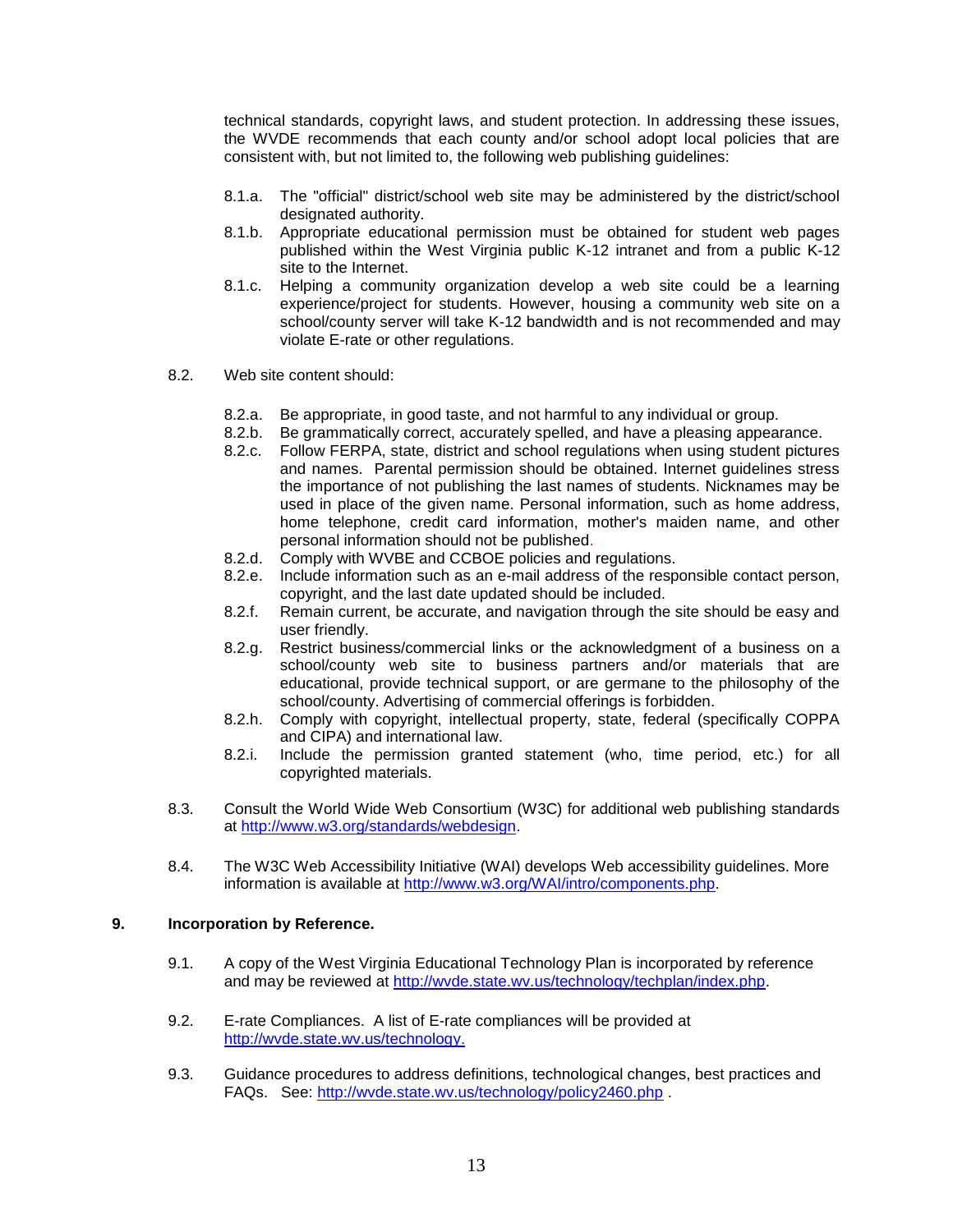technical standards, copyright laws, and student protection. In addressing these issues, the WVDE recommends that each county and/or school adopt local policies that are consistent with, but not limited to, the following web publishing guidelines:

- 8.1.a. The "official" district/school web site may be administered by the district/school designated authority.
- 8.1.b. Appropriate educational permission must be obtained for student web pages published within the West Virginia public K-12 intranet and from a public K-12 site to the Internet.
- 8.1.c. Helping a community organization develop a web site could be a learning experience/project for students. However, housing a community web site on a school/county server will take K-12 bandwidth and is not recommended and may violate E-rate or other regulations.

8.2. Web site content should:

- 8.2.a. Be appropriate, in good taste, and not harmful to any individual or group.
- 8.2.b. Be grammatically correct, accurately spelled, and have a pleasing appearance.
- 8.2.c. Follow FERPA, state, district and school regulations when using student pictures and names. Parental permission should be obtained. Internet guidelines stress the importance of not publishing the last names of students. Nicknames may be used in place of the given name. Personal information, such as home address, home telephone, credit card information, mother's maiden name, and other personal information should not be published.
- 8.2.d. Comply with WVBE and CCBOE policies and regulations.
- 8.2.e. Include information such as an e-mail address of the responsible contact person, copyright, and the last date updated should be included.
- 8.2.f. Remain current, be accurate, and navigation through the site should be easy and user friendly.
- 8.2.g. Restrict business/commercial links or the acknowledgment of a business on a school/county web site to business partners and/or materials that are educational, provide technical support, or are germane to the philosophy of the school/county. Advertising of commercial offerings is forbidden.
- 8.2.h. Comply with copyright, intellectual property, state, federal (specifically COPPA and CIPA) and international law.
- 8.2.i. Include the permission granted statement (who, time period, etc.) for all copyrighted materials.

8.3. Consult the World Wide Web Consortium (W3C) for additional web publishing standards at http://www.w3.org/standards/webdesign.

8.4. The W3C Web Accessibility Initiative (WAI) develops Web accessibility guidelines. More information is available at http://www.w3.org/WAI/intro/components.php.

## 9. Incorporation by Reference.

9.1. A copy of the West Virginia Educational Technology Plan is incorporated by reference and may be reviewed at http://wvde.state.wv.us/technology/techplan/index.php.

9.2. E-rate Compliances. A list of E-rate compliances will be provided at http://wvde.state.wv.us/technology.

9.3. Guidance procedures to address definitions, technological changes, best practices and FAQs. See: http://wvde.state.wv.us/technology/policy2460.php .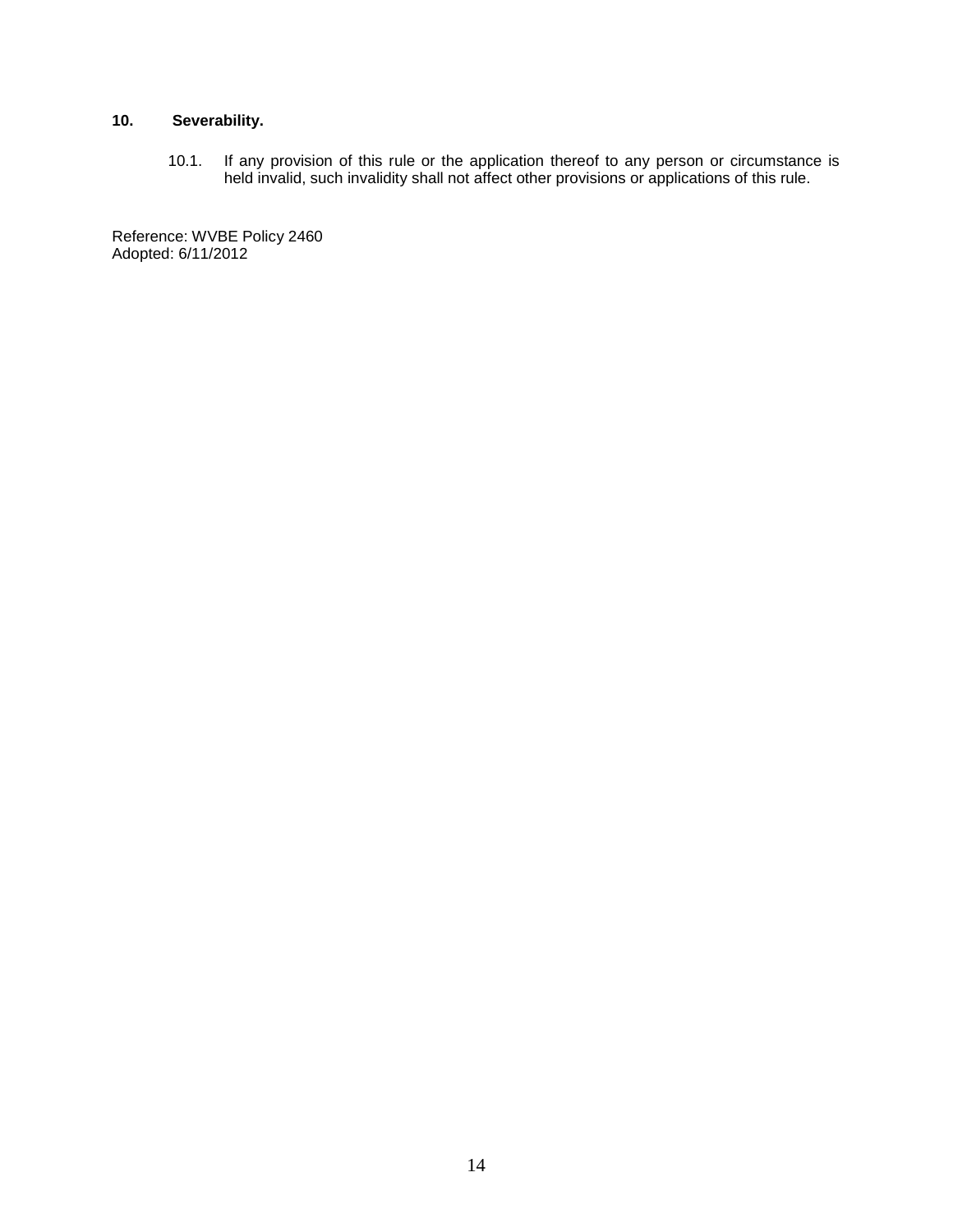## 10. Severability.

10.1. If any provision of this rule or the application thereof to any person or circumstance is held invalid, such invalidity shall not affect other provisions or applications of this rule.

Reference: WVBE Policy 2460
Adopted: 6/11/2012